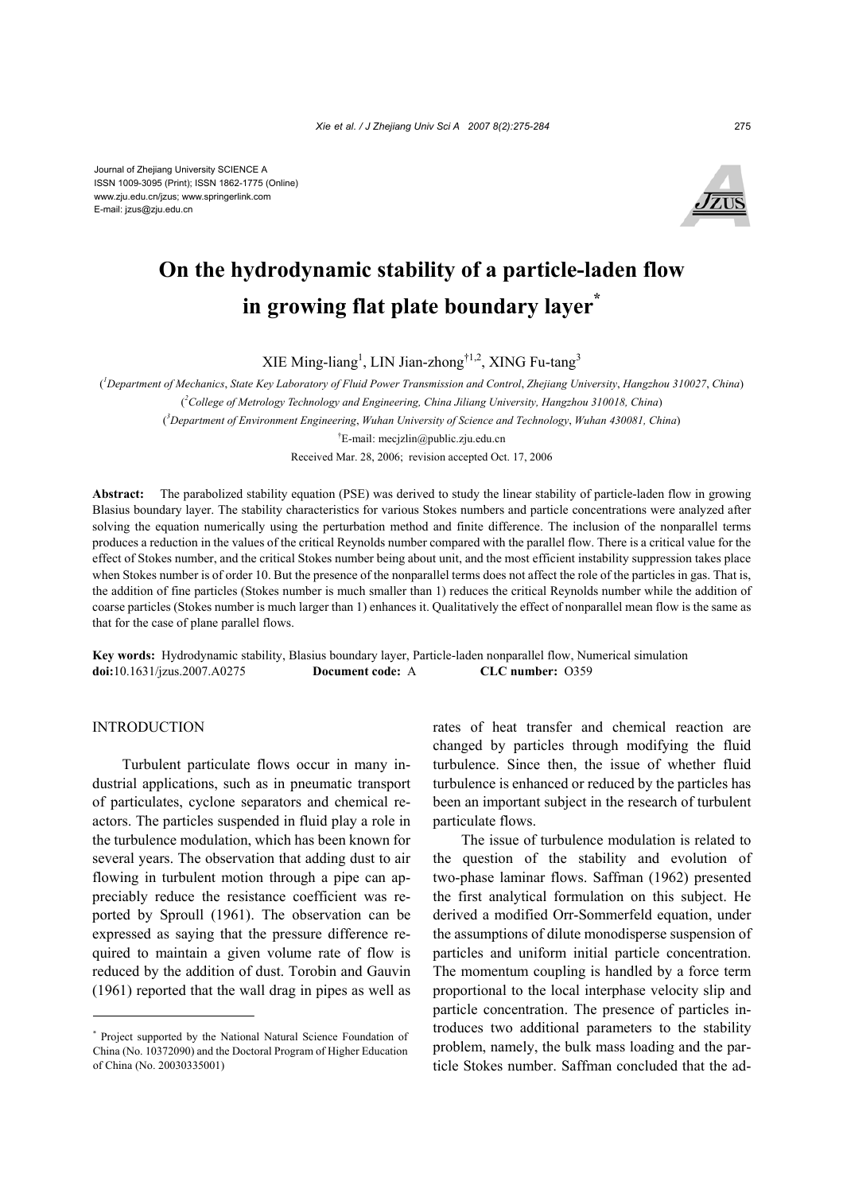Journal of Zhejiang University SCIENCE A
ISSN 1009-3095 (Print); ISSN 1862-1775 (Online)
www.zju.edu.cn/jzus; www.springerlink.com
E-mail: jzus@zju.edu.cn

# On the hydrodynamic stability of a particle-laden flow in growing flat plate boundary layer*

XIE Ming-liang[1], LIN Jian-zhong[†1,2], XING Fu-tang[3]

([1]*Department of Mechanics*, *State Key Laboratory of Fluid Power Transmission and Control*, *Zhejiang University*, *Hangzhou 310027*, *China*)

([2]*College of Metrology Technology and Engineering, China Jiliang University, Hangzhou 310018, China*)

([3]*Department of Environment Engineering*, *Wuhan University of Science and Technology*, *Wuhan 430081, China*)

[†]E-mail: mecjzlin@public.zju.edu.cn

Received Mar. 28, 2006; revision accepted Oct. 17, 2006

**Abstract:** The parabolized stability equation (PSE) was derived to study the linear stability of particle-laden flow in growing Blasius boundary layer. The stability characteristics for various Stokes numbers and particle concentrations were analyzed after solving the equation numerically using the perturbation method and finite difference. The inclusion of the nonparallel terms produces a reduction in the values of the critical Reynolds number compared with the parallel flow. There is a critical value for the effect of Stokes number, and the critical Stokes number being about unit, and the most efficient instability suppression takes place when Stokes number is of order 10. But the presence of the nonparallel terms does not affect the role of the particles in gas. That is, the addition of fine particles (Stokes number is much smaller than 1) reduces the critical Reynolds number while the addition of coarse particles (Stokes number is much larger than 1) enhances it. Qualitatively the effect of nonparallel mean flow is the same as that for the case of plane parallel flows.

**Key words:** Hydrodynamic stability, Blasius boundary layer, Particle-laden nonparallel flow, Numerical simulation

**doi:**10.1631/jzus.2007.A0275 **Document code:** A **CLC number:** O359

## INTRODUCTION

Turbulent particulate flows occur in many industrial applications, such as in pneumatic transport of particulates, cyclone separators and chemical reactors. The particles suspended in fluid play a role in the turbulence modulation, which has been known for several years. The observation that adding dust to air flowing in turbulent motion through a pipe can appreciably reduce the resistance coefficient was reported by Sproull (1961). The observation can be expressed as saying that the pressure difference required to maintain a given volume rate of flow is reduced by the addition of dust. Torobin and Gauvin (1961) reported that the wall drag in pipes as well as rates of heat transfer and chemical reaction are changed by particles through modifying the fluid turbulence. Since then, the issue of whether fluid turbulence is enhanced or reduced by the particles has been an important subject in the research of turbulent particulate flows.

The issue of turbulence modulation is related to the question of the stability and evolution of two-phase laminar flows. Saffman (1962) presented the first analytical formulation on this subject. He derived a modified Orr-Sommerfeld equation, under the assumptions of dilute monodisperse suspension of particles and uniform initial particle concentration. The momentum coupling is handled by a force term proportional to the local interphase velocity slip and particle concentration. The presence of particles introduces two additional parameters to the stability problem, namely, the bulk mass loading and the particle Stokes number. Saffman concluded that the ad-

* Project supported by the National Natural Science Foundation of China (No. 10372090) and the Doctoral Program of Higher Education of China (No. 20030335001)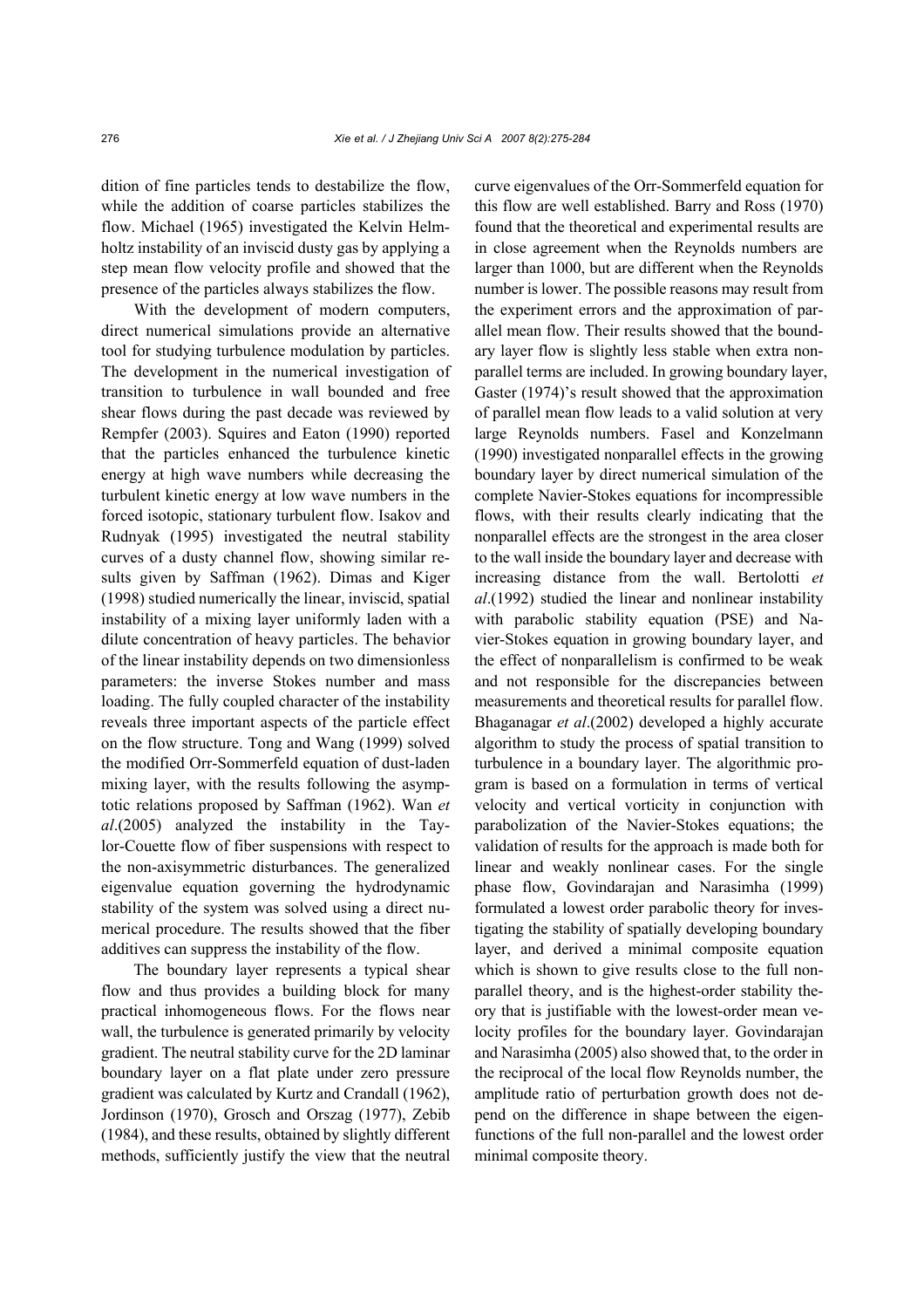dition of fine particles tends to destabilize the flow, while the addition of coarse particles stabilizes the flow. Michael (1965) investigated the Kelvin Helmholtz instability of an inviscid dusty gas by applying a step mean flow velocity profile and showed that the presence of the particles always stabilizes the flow.

With the development of modern computers, direct numerical simulations provide an alternative tool for studying turbulence modulation by particles. The development in the numerical investigation of transition to turbulence in wall bounded and free shear flows during the past decade was reviewed by Rempfer (2003). Squires and Eaton (1990) reported that the particles enhanced the turbulence kinetic energy at high wave numbers while decreasing the turbulent kinetic energy at low wave numbers in the forced isotopic, stationary turbulent flow. Isakov and Rudnyak (1995) investigated the neutral stability curves of a dusty channel flow, showing similar results given by Saffman (1962). Dimas and Kiger (1998) studied numerically the linear, inviscid, spatial instability of a mixing layer uniformly laden with a dilute concentration of heavy particles. The behavior of the linear instability depends on two dimensionless parameters: the inverse Stokes number and mass loading. The fully coupled character of the instability reveals three important aspects of the particle effect on the flow structure. Tong and Wang (1999) solved the modified Orr-Sommerfeld equation of dust-laden mixing layer, with the results following the asymptotic relations proposed by Saffman (1962). Wan *et al*.(2005) analyzed the instability in the Taylor-Couette flow of fiber suspensions with respect to the non-axisymmetric disturbances. The generalized eigenvalue equation governing the hydrodynamic stability of the system was solved using a direct numerical procedure. The results showed that the fiber additives can suppress the instability of the flow.

The boundary layer represents a typical shear flow and thus provides a building block for many practical inhomogeneous flows. For the flows near wall, the turbulence is generated primarily by velocity gradient. The neutral stability curve for the 2D laminar boundary layer on a flat plate under zero pressure gradient was calculated by Kurtz and Crandall (1962), Jordinson (1970), Grosch and Orszag (1977), Zebib (1984), and these results, obtained by slightly different methods, sufficiently justify the view that the neutral curve eigenvalues of the Orr-Sommerfeld equation for this flow are well established. Barry and Ross (1970) found that the theoretical and experimental results are in close agreement when the Reynolds numbers are larger than 1000, but are different when the Reynolds number is lower. The possible reasons may result from the experiment errors and the approximation of parallel mean flow. Their results showed that the boundary layer flow is slightly less stable when extra nonparallel terms are included. In growing boundary layer, Gaster (1974)'s result showed that the approximation of parallel mean flow leads to a valid solution at very large Reynolds numbers. Fasel and Konzelmann (1990) investigated nonparallel effects in the growing boundary layer by direct numerical simulation of the complete Navier-Stokes equations for incompressible flows, with their results clearly indicating that the nonparallel effects are the strongest in the area closer to the wall inside the boundary layer and decrease with increasing distance from the wall. Bertolotti *et al*.(1992) studied the linear and nonlinear instability with parabolic stability equation (PSE) and Navier-Stokes equation in growing boundary layer, and the effect of nonparallelism is confirmed to be weak and not responsible for the discrepancies between measurements and theoretical results for parallel flow. Bhaganagar *et al*.(2002) developed a highly accurate algorithm to study the process of spatial transition to turbulence in a boundary layer. The algorithmic program is based on a formulation in terms of vertical velocity and vertical vorticity in conjunction with parabolization of the Navier-Stokes equations; the validation of results for the approach is made both for linear and weakly nonlinear cases. For the single phase flow, Govindarajan and Narasimha (1999) formulated a lowest order parabolic theory for investigating the stability of spatially developing boundary layer, and derived a minimal composite equation which is shown to give results close to the full nonparallel theory, and is the highest-order stability theory that is justifiable with the lowest-order mean velocity profiles for the boundary layer. Govindarajan and Narasimha (2005) also showed that, to the order in the reciprocal of the local flow Reynolds number, the amplitude ratio of perturbation growth does not depend on the difference in shape between the eigenfunctions of the full non-parallel and the lowest order minimal composite theory.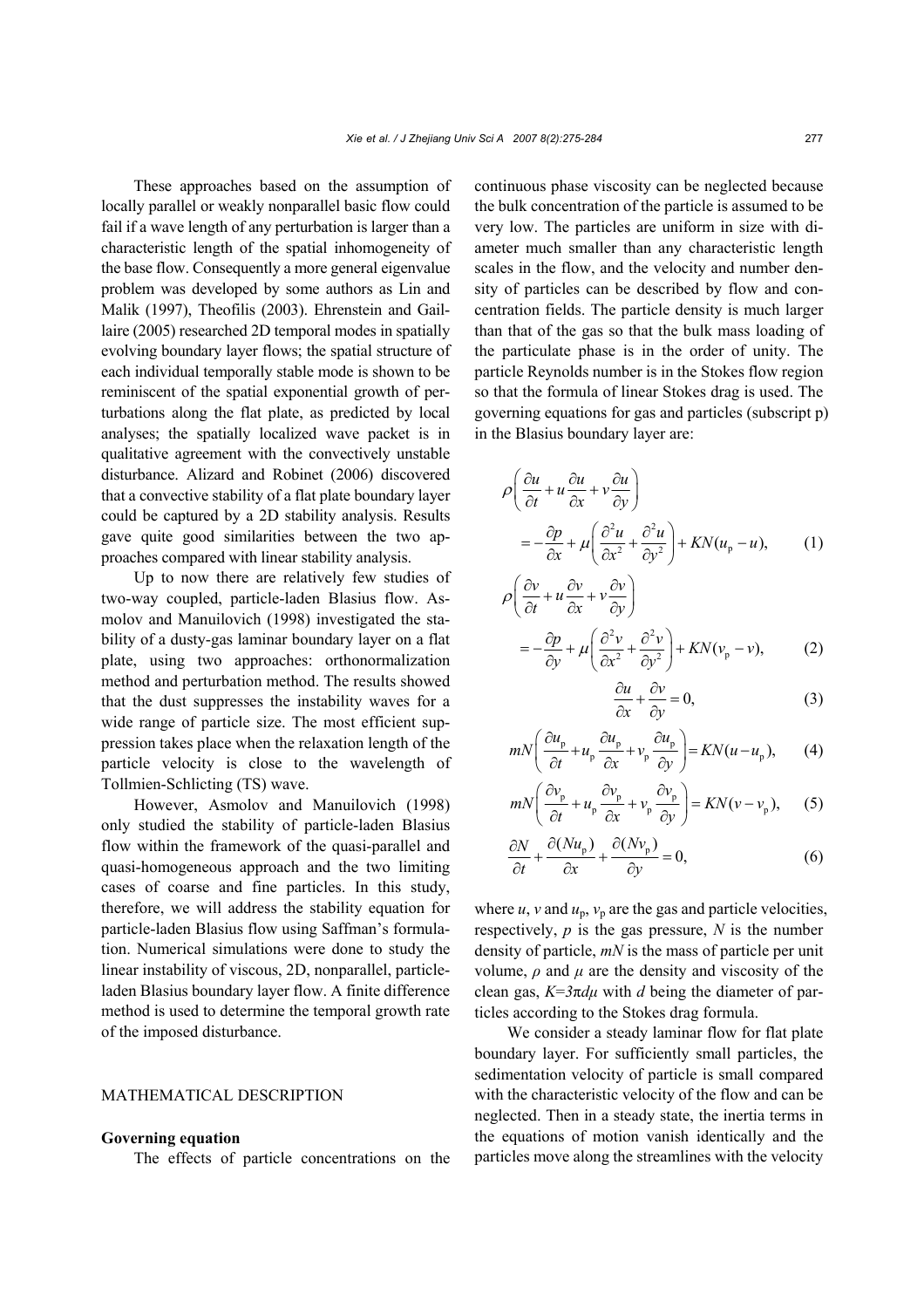These approaches based on the assumption of locally parallel or weakly nonparallel basic flow could fail if a wave length of any perturbation is larger than a characteristic length of the spatial inhomogeneity of the base flow. Consequently a more general eigenvalue problem was developed by some authors as Lin and Malik (1997), Theofilis (2003). Ehrenstein and Gaillaire (2005) researched 2D temporal modes in spatially evolving boundary layer flows; the spatial structure of each individual temporally stable mode is shown to be reminiscent of the spatial exponential growth of perturbations along the flat plate, as predicted by local analyses; the spatially localized wave packet is in qualitative agreement with the convectively unstable disturbance. Alizard and Robinet (2006) discovered that a convective stability of a flat plate boundary layer could be captured by a 2D stability analysis. Results gave quite good similarities between the two approaches compared with linear stability analysis.

Up to now there are relatively few studies of two-way coupled, particle-laden Blasius flow. Asmolov and Manuilovich (1998) investigated the stability of a dusty-gas laminar boundary layer on a flat plate, using two approaches: orthonormalization method and perturbation method. The results showed that the dust suppresses the instability waves for a wide range of particle size. The most efficient suppression takes place when the relaxation length of the particle velocity is close to the wavelength of Tollmien-Schlicting (TS) wave.

However, Asmolov and Manuilovich (1998) only studied the stability of particle-laden Blasius flow within the framework of the quasi-parallel and quasi-homogeneous approach and the two limiting cases of coarse and fine particles. In this study, therefore, we will address the stability equation for particle-laden Blasius flow using Saffman's formulation. Numerical simulations were done to study the linear instability of viscous, 2D, nonparallel, particle-laden Blasius boundary layer flow. A finite difference method is used to determine the temporal growth rate of the imposed disturbance.

## MATHEMATICAL DESCRIPTION

### Governing equation

The effects of particle concentrations on the continuous phase viscosity can be neglected because the bulk concentration of the particle is assumed to be very low. The particles are uniform in size with diameter much smaller than any characteristic length scales in the flow, and the velocity and number density of particles can be described by flow and concentration fields. The particle density is much larger than that of the gas so that the bulk mass loading of the particulate phase is in the order of unity. The particle Reynolds number is in the Stokes flow region so that the formula of linear Stokes drag is used. The governing equations for gas and particles (subscript p) in the Blasius boundary layer are:

$$\rho\left(\frac{\partial u}{\partial t}+u\frac{\partial u}{\partial x}+v\frac{\partial u}{\partial y}\right)=-\frac{\partial p}{\partial x}+\mu\left(\frac{\partial^2 u}{\partial x^2}+\frac{\partial^2 u}{\partial y^2}\right)+KN(u_{\mathrm{p}}-u), \tag{1}$$

$$\rho\left(\frac{\partial v}{\partial t}+u\frac{\partial v}{\partial x}+v\frac{\partial v}{\partial y}\right)=-\frac{\partial p}{\partial y}+\mu\left(\frac{\partial^2 v}{\partial x^2}+\frac{\partial^2 v}{\partial y^2}\right)+KN(v_{\mathrm{p}}-v), \tag{2}$$

$$\frac{\partial u}{\partial x}+\frac{\partial v}{\partial y}=0, \tag{3}$$

$$mN\left(\frac{\partial u_{\mathrm{p}}}{\partial t}+u_{\mathrm{p}}\frac{\partial u_{\mathrm{p}}}{\partial x}+v_{\mathrm{p}}\frac{\partial u_{\mathrm{p}}}{\partial y}\right)=KN(u-u_{\mathrm{p}}), \tag{4}$$

$$mN\left(\frac{\partial v_{\mathrm{p}}}{\partial t}+u_{\mathrm{p}}\frac{\partial v_{\mathrm{p}}}{\partial x}+v_{\mathrm{p}}\frac{\partial v_{\mathrm{p}}}{\partial y}\right)=KN(v-v_{\mathrm{p}}), \tag{5}$$

$$\frac{\partial N}{\partial t}+\frac{\partial (Nu_{\mathrm{p}})}{\partial x}+\frac{\partial (Nv_{\mathrm{p}})}{\partial y}=0, \tag{6}$$

where $u$, $v$ and $u_{\mathrm{p}}$, $v_{\mathrm{p}}$ are the gas and particle velocities, respectively, $p$ is the gas pressure, $N$ is the number density of particle, $mN$ is the mass of particle per unit volume, $\rho$ and $\mu$ are the density and viscosity of the clean gas, $K=3\pi d\mu$ with $d$ being the diameter of particles according to the Stokes drag formula.

We consider a steady laminar flow for flat plate boundary layer. For sufficiently small particles, the sedimentation velocity of particle is small compared with the characteristic velocity of the flow and can be neglected. Then in a steady state, the inertia terms in the equations of motion vanish identically and the particles move along the streamlines with the velocity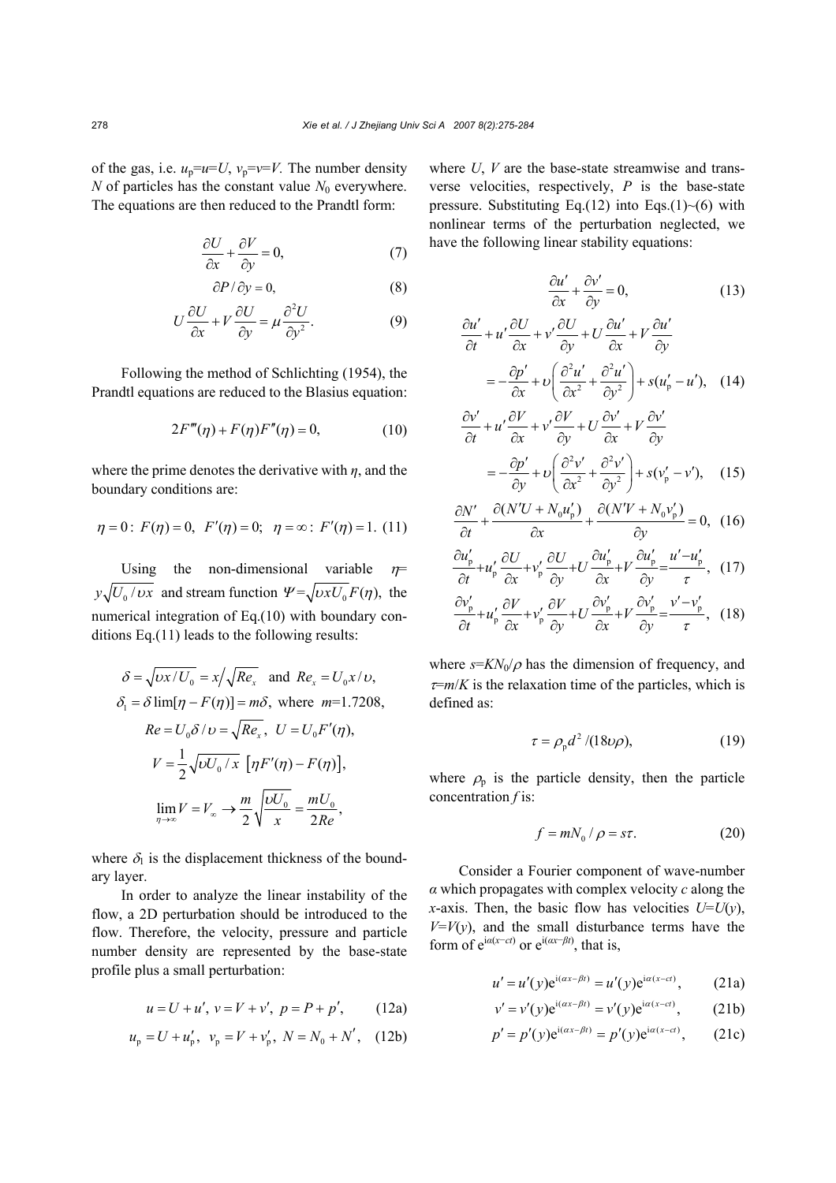of the gas, i.e. $u_p=u=U$, $v_p=v=V$. The number density $N$ of particles has the constant value $N_0$ everywhere. The equations are then reduced to the Prandtl form:

$$\frac{\partial U}{\partial x}+\frac{\partial V}{\partial y}=0, \tag{7}$$

$$\partial P/\partial y=0, \tag{8}$$

$$U\frac{\partial U}{\partial x}+V\frac{\partial U}{\partial y}=\mu\frac{\partial^2 U}{\partial y^2}. \tag{9}$$

Following the method of Schlichting (1954), the Prandtl equations are reduced to the Blasius equation:

$$2F'''(\eta)+F(\eta)F''(\eta)=0, \tag{10}$$

where the prime denotes the derivative with $\eta$, and the boundary conditions are:

$$\eta=0:\ F(\eta)=0,\ F'(\eta)=0;\quad \eta=\infty:\ F'(\eta)=1. \tag{11}$$

Using the non-dimensional variable $\eta=y\sqrt{U_0/\upsilon x}$ and stream function $\Psi=\sqrt{\upsilon x U_0}F(\eta)$, the numerical integration of Eq.(10) with boundary conditions Eq.(11) leads to the following results:

$$\delta=\sqrt{\upsilon x/U_0}=x\big/\sqrt{Re_x}\quad\text{and}\quad Re_x=U_0x/\upsilon,$$

$$\delta_1=\delta\lim[\eta-F(\eta)]=m\delta,\ \text{where}\ m\text{=1.7208},$$

$$Re=U_0\delta/\upsilon=\sqrt{Re_x},\ \ U=U_0F'(\eta),$$

$$V=\frac{1}{2}\sqrt{\upsilon U_0/x}\ \left[\eta F'(\eta)-F(\eta)\right],$$

$$\lim_{\eta\to\infty}V=V_\infty\to\frac{m}{2}\sqrt{\frac{\upsilon U_0}{x}}=\frac{mU_0}{2Re},$$

where $\delta_1$ is the displacement thickness of the boundary layer.

In order to analyze the linear instability of the flow, a 2D perturbation should be introduced to the flow. Therefore, the velocity, pressure and particle number density are represented by the base-state profile plus a small perturbation:

$$u=U+u',\ v=V+v',\ p=P+p', \tag{12a}$$

$$u_p=U+u'_p,\ v_p=V+v'_p,\ N=N_0+N', \tag{12b}$$

where $U$, $V$ are the base-state streamwise and transverse velocities, respectively, $P$ is the base-state pressure. Substituting Eq.(12) into Eqs.(1)~(6) with nonlinear terms of the perturbation neglected, we have the following linear stability equations:

$$\frac{\partial u'}{\partial x}+\frac{\partial v'}{\partial y}=0, \tag{13}$$

$$\frac{\partial u'}{\partial t}+u'\frac{\partial U}{\partial x}+v'\frac{\partial U}{\partial y}+U\frac{\partial u'}{\partial x}+V\frac{\partial u'}{\partial y}=-\frac{\partial p'}{\partial x}+\upsilon\left(\frac{\partial^2 u'}{\partial x^2}+\frac{\partial^2 u'}{\partial y^2}\right)+s(u'_p-u'), \tag{14}$$

$$\frac{\partial v'}{\partial t}+u'\frac{\partial V}{\partial x}+v'\frac{\partial V}{\partial y}+U\frac{\partial v'}{\partial x}+V\frac{\partial v'}{\partial y}=-\frac{\partial p'}{\partial y}+\upsilon\left(\frac{\partial^2 v'}{\partial x^2}+\frac{\partial^2 v'}{\partial y^2}\right)+s(v'_p-v'), \tag{15}$$

$$\frac{\partial N'}{\partial t}+\frac{\partial(N'U+N_0u'_p)}{\partial x}+\frac{\partial(N'V+N_0v'_p)}{\partial y}=0, \tag{16}$$

$$\frac{\partial u'_p}{\partial t}+u'_p\frac{\partial U}{\partial x}+v'_p\frac{\partial U}{\partial y}+U\frac{\partial u'_p}{\partial x}+V\frac{\partial u'_p}{\partial y}=\frac{u'-u'_p}{\tau}, \tag{17}$$

$$\frac{\partial v'_p}{\partial t}+u'_p\frac{\partial V}{\partial x}+v'_p\frac{\partial V}{\partial y}+U\frac{\partial v'_p}{\partial x}+V\frac{\partial v'_p}{\partial y}=\frac{v'-v'_p}{\tau}, \tag{18}$$

where $s=KN_0/\rho$ has the dimension of frequency, and $\tau=m/K$ is the relaxation time of the particles, which is defined as:

$$\tau=\rho_p d^2/(18\upsilon\rho), \tag{19}$$

where $\rho_p$ is the particle density, then the particle concentration $f$ is:

$$f=mN_0/\rho=s\tau. \tag{20}$$

Consider a Fourier component of wave-number $\alpha$ which propagates with complex velocity $c$ along the $x$-axis. Then, the basic flow has velocities $U=U(y)$, $V=V(y)$, and the small disturbance terms have the form of $e^{i\alpha(x-ct)}$ or $e^{i(\alpha x-\beta t)}$, that is,

$$u'=u'(y)e^{i(\alpha x-\beta t)}=u'(y)e^{i\alpha(x-ct)}, \tag{21a}$$

$$v'=v'(y)e^{i(\alpha x-\beta t)}=v'(y)e^{i\alpha(x-ct)}, \tag{21b}$$

$$p'=p'(y)e^{i(\alpha x-\beta t)}=p'(y)e^{i\alpha(x-ct)}, \tag{21c}$$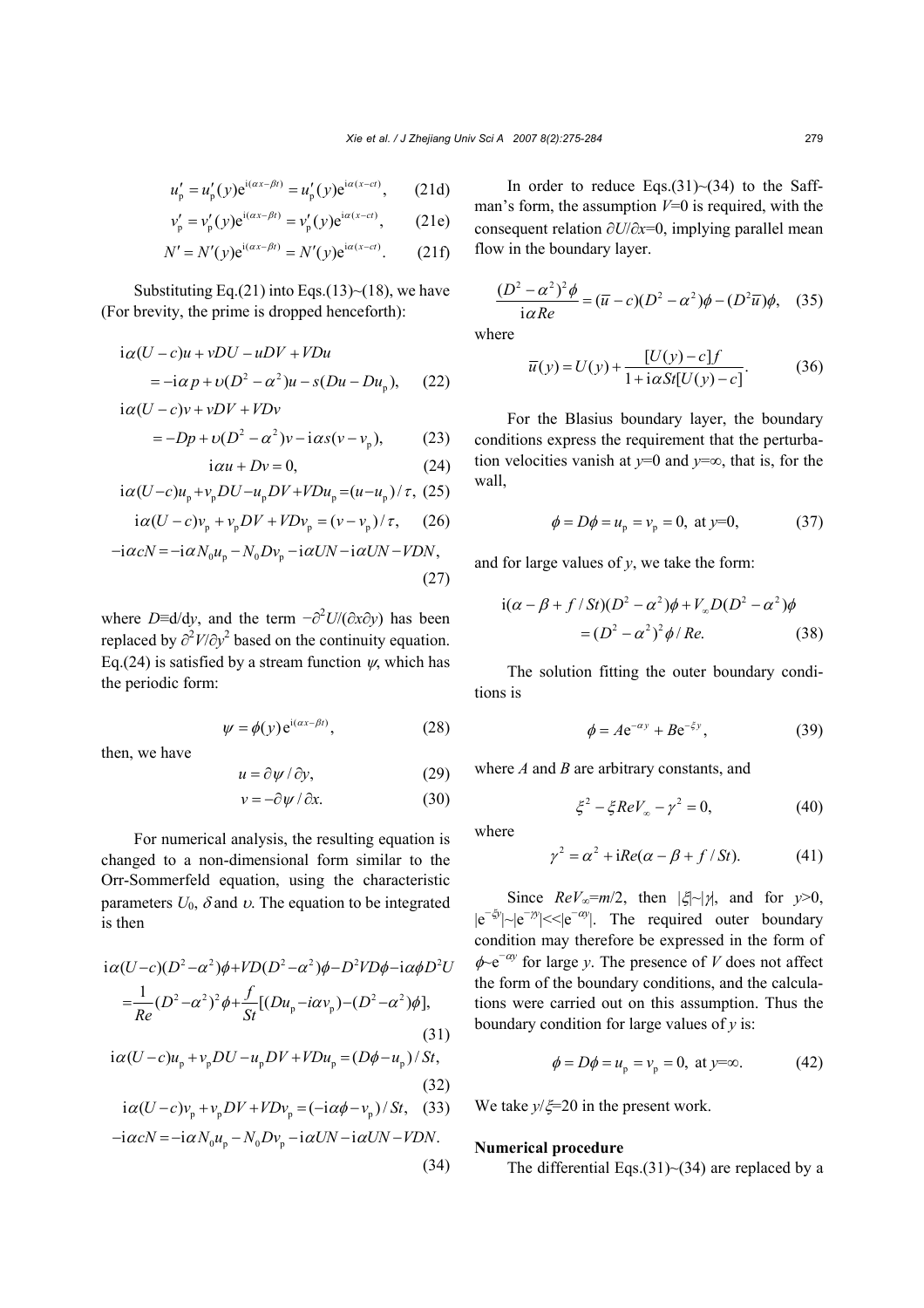$$u'_{\mathrm{p}} = u'_{\mathrm{p}}(y)\mathrm{e}^{\mathrm{i}(\alpha x-\beta t)} = u'_{\mathrm{p}}(y)\mathrm{e}^{\mathrm{i}\alpha(x-ct)}, \qquad (21\mathrm{d})$$

$$v'_{\mathrm{p}} = v'_{\mathrm{p}}(y)\mathrm{e}^{\mathrm{i}(\alpha x-\beta t)} = v'_{\mathrm{p}}(y)\mathrm{e}^{\mathrm{i}\alpha(x-ct)}, \qquad (21\mathrm{e})$$

$$N' = N'(y)\mathrm{e}^{\mathrm{i}(\alpha x-\beta t)} = N'(y)\mathrm{e}^{\mathrm{i}\alpha(x-ct)}. \qquad (21\mathrm{f})$$

Substituting Eq.(21) into Eqs.(13)~(18), we have (For brevity, the prime is dropped henceforth):

$$\mathrm{i}\alpha(U-c)u + vDU - uDV + VDu = -\mathrm{i}\alpha p + \upsilon(D^2-\alpha^2)u - s(Du - Du_{\mathrm{p}}), \qquad (22)$$

$$\mathrm{i}\alpha(U-c)v + vDV + VDv = -Dp + \upsilon(D^2-\alpha^2)v - \mathrm{i}\alpha s(v - v_{\mathrm{p}}), \qquad (23)$$

$$\mathrm{i}\alpha u + Dv = 0, \qquad (24)$$

$$\mathrm{i}\alpha(U-c)u_{\mathrm{p}} + v_{\mathrm{p}}DU - u_{\mathrm{p}}DV + VDu_{\mathrm{p}} = (u - u_{\mathrm{p}})/\tau, \qquad (25)$$

$$\mathrm{i}\alpha(U-c)v_{\mathrm{p}} + v_{\mathrm{p}}DV + VDv_{\mathrm{p}} = (v - v_{\mathrm{p}})/\tau, \qquad (26)$$

$$-\mathrm{i}\alpha cN = -\mathrm{i}\alpha N_0 u_{\mathrm{p}} - N_0 Dv_{\mathrm{p}} - \mathrm{i}\alpha UN - \mathrm{i}\alpha UN - VDN, \qquad (27)$$

where $D\equiv\mathrm{d}/\mathrm{d}y$, and the term $-\partial^2 U/(\partial x\partial y)$ has been replaced by $\partial^2 V/\partial y^2$ based on the continuity equation. Eq.(24) is satisfied by a stream function $\psi$, which has the periodic form:

$$\psi = \phi(y)\mathrm{e}^{\mathrm{i}(\alpha x-\beta t)}, \qquad (28)$$

then, we have

$$u = \partial\psi/\partial y, \qquad (29)$$

$$v = -\partial\psi/\partial x. \qquad (30)$$

For numerical analysis, the resulting equation is changed to a non-dimensional form similar to the Orr-Sommerfeld equation, using the characteristic parameters $U_0$, $\delta$ and $\upsilon$. The equation to be integrated is then

$$\mathrm{i}\alpha(U-c)(D^2-\alpha^2)\phi + VD(D^2-\alpha^2)\phi - D^2VD\phi - \mathrm{i}\alpha\phi D^2U = \frac{1}{Re}(D^2-\alpha^2)^2\phi + \frac{f}{St}[(Du_{\mathrm{p}} - \mathrm{i}\alpha v_{\mathrm{p}}) - (D^2-\alpha^2)\phi], \qquad (31)$$

$$\mathrm{i}\alpha(U-c)u_{\mathrm{p}} + v_{\mathrm{p}}DU - u_{\mathrm{p}}DV + VDu_{\mathrm{p}} = (D\phi - u_{\mathrm{p}})/St, \qquad (32)$$

$$\mathrm{i}\alpha(U-c)v_{\mathrm{p}} + v_{\mathrm{p}}DV + VDv_{\mathrm{p}} = (-\mathrm{i}\alpha\phi - v_{\mathrm{p}})/St, \qquad (33)$$

$$-\mathrm{i}\alpha cN = -\mathrm{i}\alpha N_0 u_{\mathrm{p}} - N_0 Dv_{\mathrm{p}} - \mathrm{i}\alpha UN - \mathrm{i}\alpha UN - VDN. \qquad (34)$$

In order to reduce Eqs.(31)~(34) to the Saffman's form, the assumption $V$=0 is required, with the consequent relation $\partial U/\partial x$=0, implying parallel mean flow in the boundary layer.

$$\frac{(D^2-\alpha^2)^2\phi}{\mathrm{i}\alpha Re} = (\overline{u} - c)(D^2-\alpha^2)\phi - (D^2\overline{u})\phi, \qquad (35)$$

where

$$\overline{u}(y) = U(y) + \frac{[U(y)-c]f}{1+\mathrm{i}\alpha St[U(y)-c]}. \qquad (36)$$

For the Blasius boundary layer, the boundary conditions express the requirement that the perturbation velocities vanish at $y$=0 and $y$=∞, that is, for the wall,

$$\phi = D\phi = u_{\mathrm{p}} = v_{\mathrm{p}} = 0, \text{ at } y=0, \qquad (37)$$

and for large values of $y$, we take the form:

$$\mathrm{i}(\alpha - \beta + f/St)(D^2-\alpha^2)\phi + V_\infty D(D^2-\alpha^2)\phi = (D^2-\alpha^2)^2\phi/Re. \qquad (38)$$

The solution fitting the outer boundary conditions is

$$\phi = A\mathrm{e}^{-\alpha y} + B\mathrm{e}^{-\xi y}, \qquad (39)$$

where $A$ and $B$ are arbitrary constants, and

$$\xi^2 - \xi ReV_\infty - \gamma^2 = 0, \qquad (40)$$

where

$$\gamma^2 = \alpha^2 + \mathrm{i}Re(\alpha - \beta + f/St). \qquad (41)$$

Since $ReV_\infty = m/2$, then $|\xi|\sim|\gamma|$, and for $y$>0, $|\mathrm{e}^{-\xi y}|\sim|\mathrm{e}^{-\gamma y}|<<|\mathrm{e}^{-\alpha y}|$. The required outer boundary condition may therefore be expressed in the form of $\phi\sim\mathrm{e}^{-\alpha y}$ for large $y$. The presence of $V$ does not affect the form of the boundary conditions, and the calculations were carried out on this assumption. Thus the boundary condition for large values of $y$ is:

$$\phi = D\phi = u_{\mathrm{p}} = v_{\mathrm{p}} = 0, \text{ at } y=\infty. \qquad (42)$$

We take $y/\xi$=20 in the present work.

**Numerical procedure**

The differential Eqs.(31)~(34) are replaced by a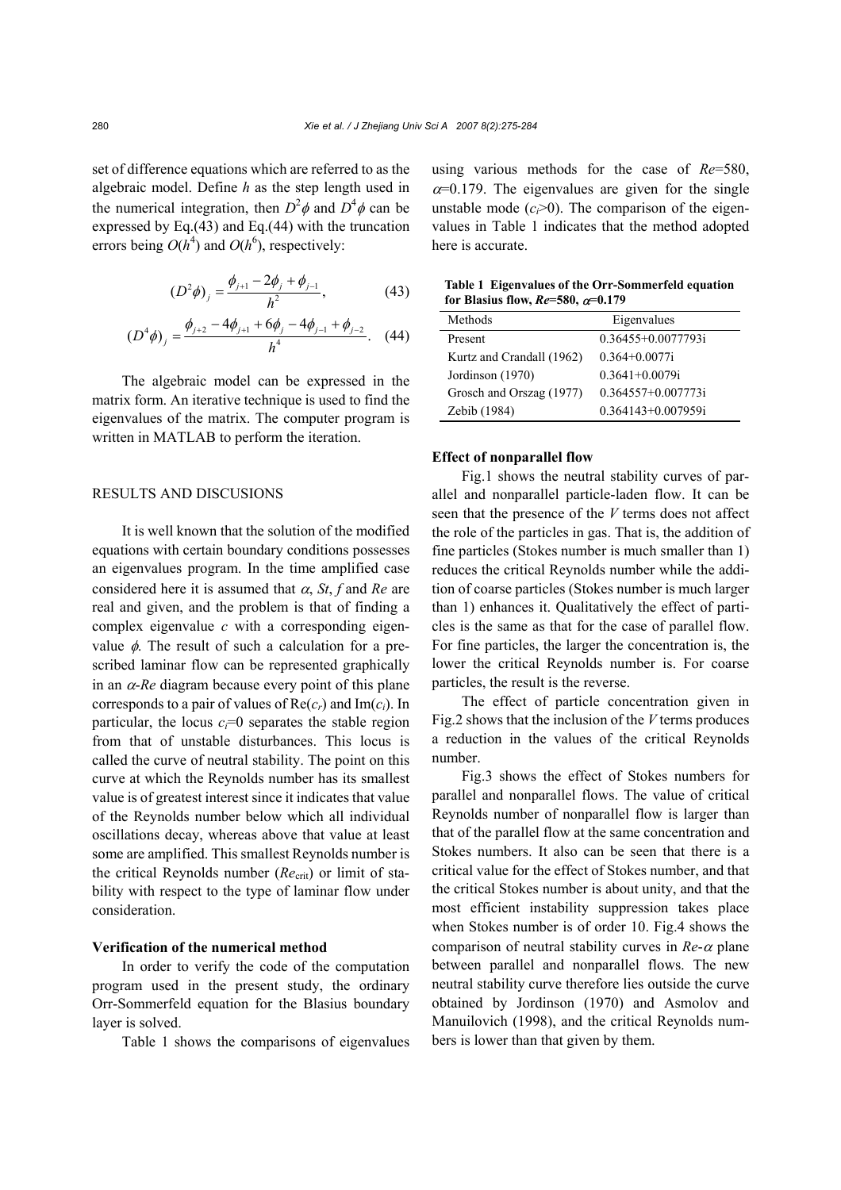set of difference equations which are referred to as the algebraic model. Define $h$ as the step length used in the numerical integration, then $D^2\phi$ and $D^4\phi$ can be expressed by Eq.(43) and Eq.(44) with the truncation errors being $O(h^4)$ and $O(h^6)$, respectively:

$$(D^2\phi)_j = \frac{\phi_{j+1} - 2\phi_j + \phi_{j-1}}{h^2}, \tag{43}$$

$$(D^4\phi)_j = \frac{\phi_{j+2} - 4\phi_{j+1} + 6\phi_j - 4\phi_{j-1} + \phi_{j-2}}{h^4}. \tag{44}$$

The algebraic model can be expressed in the matrix form. An iterative technique is used to find the eigenvalues of the matrix. The computer program is written in MATLAB to perform the iteration.

## RESULTS AND DISCUSIONS

It is well known that the solution of the modified equations with certain boundary conditions possesses an eigenvalues program. In the time amplified case considered here it is assumed that $\alpha$, $St$, $f$ and $Re$ are real and given, and the problem is that of finding a complex eigenvalue $c$ with a corresponding eigenvalue $\phi$. The result of such a calculation for a prescribed laminar flow can be represented graphically in an $\alpha$-$Re$ diagram because every point of this plane corresponds to a pair of values of $\mathrm{Re}(c_r)$ and $\mathrm{Im}(c_i)$. In particular, the locus $c_i$=0 separates the stable region from that of unstable disturbances. This locus is called the curve of neutral stability. The point on this curve at which the Reynolds number has its smallest value is of greatest interest since it indicates that value of the Reynolds number below which all individual oscillations decay, whereas above that value at least some are amplified. This smallest Reynolds number is the critical Reynolds number ($Re_{\mathrm{crit}}$) or limit of stability with respect to the type of laminar flow under consideration.

### Verification of the numerical method

In order to verify the code of the computation program used in the present study, the ordinary Orr-Sommerfeld equation for the Blasius boundary layer is solved.

Table 1 shows the comparisons of eigenvalues using various methods for the case of $Re$=580, $\alpha$=0.179. The eigenvalues are given for the single unstable mode ($c_i$>0). The comparison of the eigenvalues in Table 1 indicates that the method adopted here is accurate.

**Table 1 Eigenvalues of the Orr-Sommerfeld equation for Blasius flow, $Re$=580, $\alpha$=0.179**

| Methods | Eigenvalues |
|---|---|
| Present | 0.36455+0.0077793i |
| Kurtz and Crandall (1962) | 0.364+0.0077i |
| Jordinson (1970) | 0.3641+0.0079i |
| Grosch and Orszag (1977) | 0.364557+0.007773i |
| Zebib (1984) | 0.364143+0.007959i |

### Effect of nonparallel flow

Fig.1 shows the neutral stability curves of parallel and nonparallel particle-laden flow. It can be seen that the presence of the $V$ terms does not affect the role of the particles in gas. That is, the addition of fine particles (Stokes number is much smaller than 1) reduces the critical Reynolds number while the addition of coarse particles (Stokes number is much larger than 1) enhances it. Qualitatively the effect of particles is the same as that for the case of parallel flow. For fine particles, the larger the concentration is, the lower the critical Reynolds number is. For coarse particles, the result is the reverse.

The effect of particle concentration given in Fig.2 shows that the inclusion of the $V$ terms produces a reduction in the values of the critical Reynolds number.

Fig.3 shows the effect of Stokes numbers for parallel and nonparallel flows. The value of critical Reynolds number of nonparallel flow is larger than that of the parallel flow at the same concentration and Stokes numbers. It also can be seen that there is a critical value for the effect of Stokes number, and that the critical Stokes number is about unity, and that the most efficient instability suppression takes place when Stokes number is of order 10. Fig.4 shows the comparison of neutral stability curves in $Re$-$\alpha$ plane between parallel and nonparallel flows. The new neutral stability curve therefore lies outside the curve obtained by Jordinson (1970) and Asmolov and Manuilovich (1998), and the critical Reynolds numbers is lower than that given by them.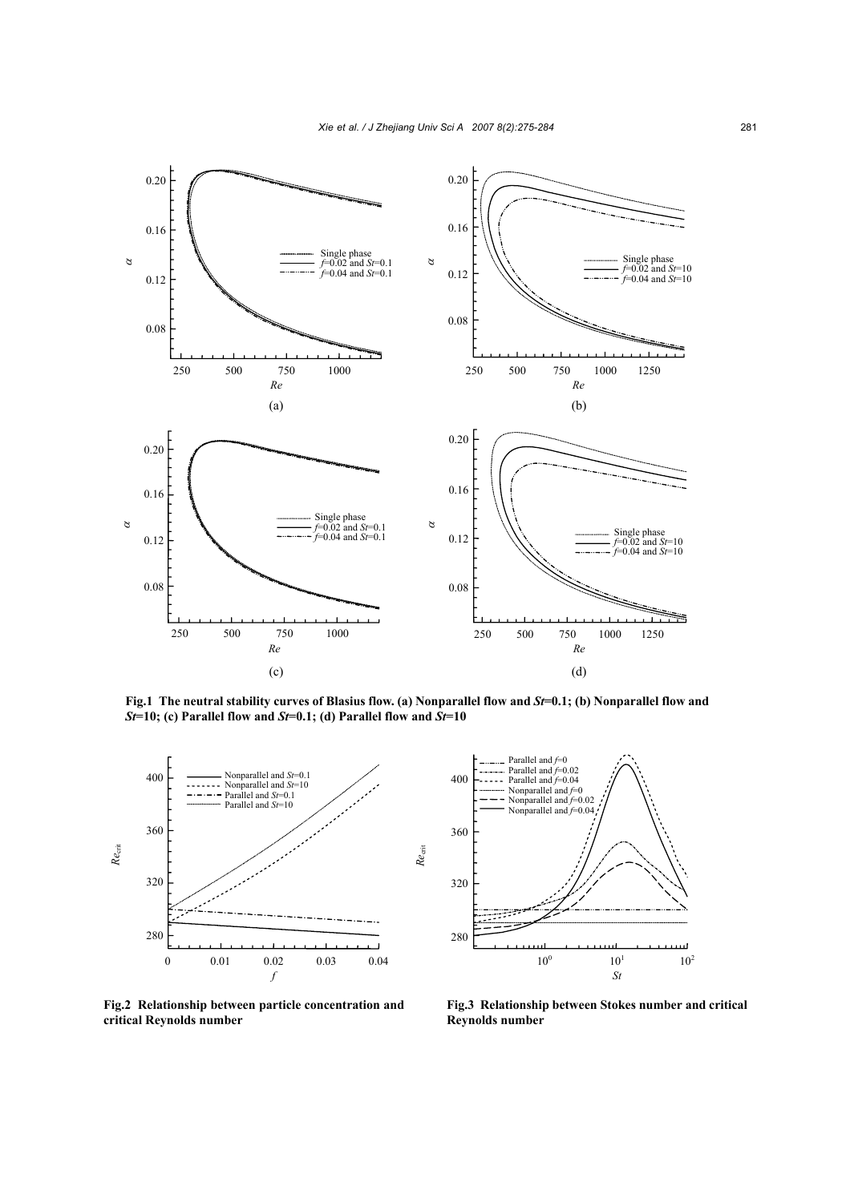**Fig.1 The neutral stability curves of Blasius flow. (a) Nonparallel flow and *St*=0.1; (b) Nonparallel flow and *St*=10; (c) Parallel flow and *St*=0.1; (d) Parallel flow and *St*=10**

**Fig.2 Relationship between particle concentration and critical Reynolds number**

**Fig.3 Relationship between Stokes number and critical Reynolds number**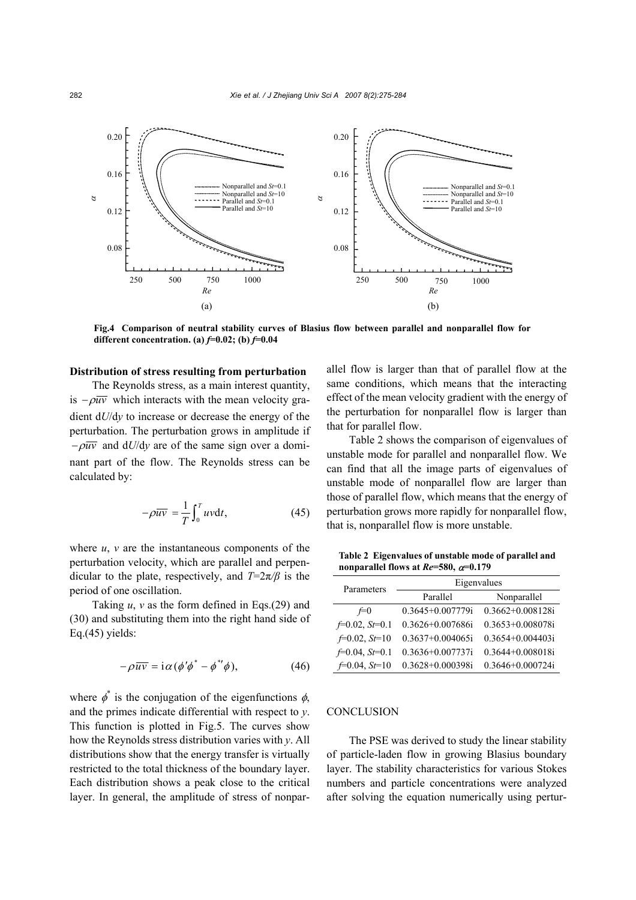Fig.4 Comparison of neutral stability curves of Blasius flow between parallel and nonparallel flow for different concentration. (a) $f$=0.02; (b) $f$=0.04

**Distribution of stress resulting from perturbation**

The Reynolds stress, as a main interest quantity, is $-\rho\overline{uv}$ which interacts with the mean velocity gradient d$U$/d$y$ to increase or decrease the energy of the perturbation. The perturbation grows in amplitude if $-\rho\overline{uv}$ and d$U$/d$y$ are of the same sign over a dominant part of the flow. The Reynolds stress can be calculated by:

$$-\rho\overline{uv} = \frac{1}{T}\int_0^T uv\mathrm{d}t, \tag{45}$$

where $u$, $v$ are the instantaneous components of the perturbation velocity, which are parallel and perpendicular to the plate, respectively, and $T=2\pi/\beta$ is the period of one oscillation.

Taking $u$, $v$ as the form defined in Eqs.(29) and (30) and substituting them into the right hand side of Eq.(45) yields:

$$-\rho\overline{uv} = \mathrm{i}\alpha(\phi'\phi^* - \phi^{*\prime}\phi), \tag{46}$$

where $\phi^*$ is the conjugation of the eigenfunctions $\phi$, and the primes indicate differential with respect to $y$. This function is plotted in Fig.5. The curves show how the Reynolds stress distribution varies with $y$. All distributions show that the energy transfer is virtually restricted to the total thickness of the boundary layer. Each distribution shows a peak close to the critical layer. In general, the amplitude of stress of nonparallel flow is larger than that of parallel flow at the same conditions, which means that the interacting effect of the mean velocity gradient with the energy of the perturbation for nonparallel flow is larger than that for parallel flow.

Table 2 shows the comparison of eigenvalues of unstable mode for parallel and nonparallel flow. We can find that all the image parts of eigenvalues of unstable mode of nonparallel flow are larger than those of parallel flow, which means that the energy of perturbation grows more rapidly for nonparallel flow, that is, nonparallel flow is more unstable.

**Table 2 Eigenvalues of unstable mode of parallel and nonparallel flows at $Re$=580, $\alpha$=0.179**

| Parameters | Eigenvalues | |
|---|---|---|
| | Parallel | Nonparallel |
| $f$=0 | 0.3645+0.007779i | 0.3662+0.008128i |
| $f$=0.02, $St$=0.1 | 0.3626+0.007686i | 0.3653+0.008078i |
| $f$=0.02, $St$=10 | 0.3637+0.004065i | 0.3654+0.004403i |
| $f$=0.04, $St$=0.1 | 0.3636+0.007737i | 0.3644+0.008018i |
| $f$=0.04, $St$=10 | 0.3628+0.000398i | 0.3646+0.000724i |

## CONCLUSION

The PSE was derived to study the linear stability of particle-laden flow in growing Blasius boundary layer. The stability characteristics for various Stokes numbers and particle concentrations were analyzed after solving the equation numerically using pertur-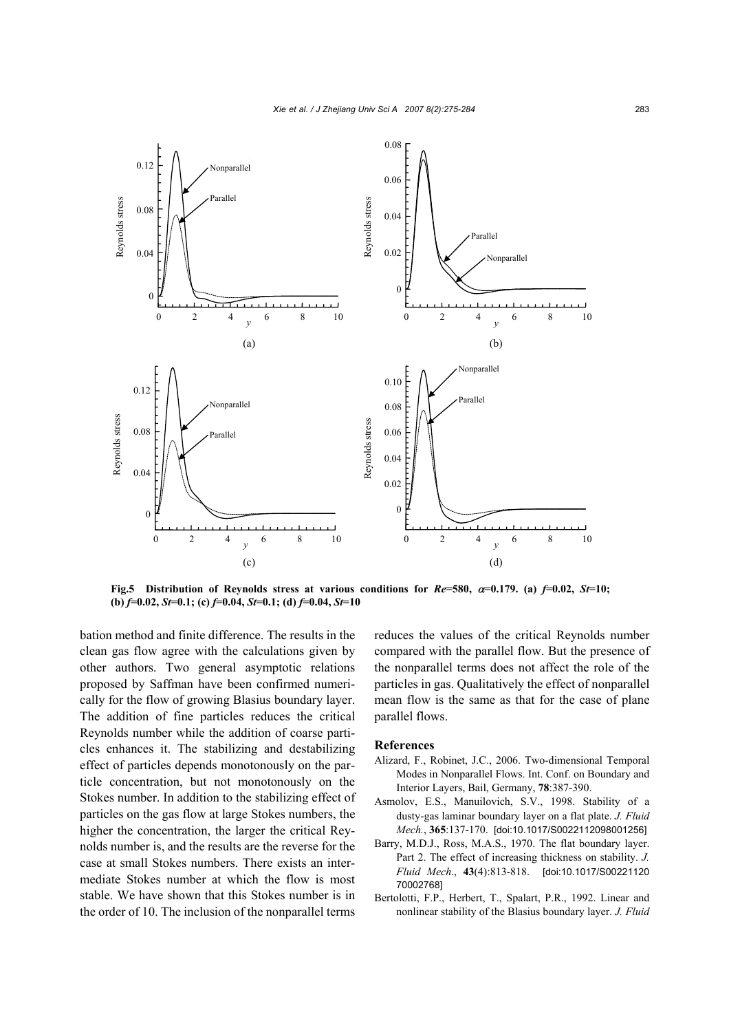**Fig.5 Distribution of Reynolds stress at various conditions for $Re$=580, $\alpha$=0.179. (a) $f$=0.02, $St$=10; (b) $f$=0.02, $St$=0.1; (c) $f$=0.04, $St$=0.1; (d) $f$=0.04, $St$=10**

bation method and finite difference. The results in the clean gas flow agree with the calculations given by other authors. Two general asymptotic relations proposed by Saffman have been confirmed numerically for the flow of growing Blasius boundary layer. The addition of fine particles reduces the critical Reynolds number while the addition of coarse particles enhances it. The stabilizing and destabilizing effect of particles depends monotonously on the particle concentration, but not monotonously on the Stokes number. In addition to the stabilizing effect of particles on the gas flow at large Stokes numbers, the higher the concentration, the larger the critical Reynolds number is, and the results are the reverse for the case at small Stokes numbers. There exists an intermediate Stokes number at which the flow is most stable. We have shown that this Stokes number is in the order of 10. The inclusion of the nonparallel terms reduces the values of the critical Reynolds number compared with the parallel flow. But the presence of the nonparallel terms does not affect the role of the particles in gas. Qualitatively the effect of nonparallel mean flow is the same as that for the case of plane parallel flows.

## References

Alizard, F., Robinet, J.C., 2006. Two-dimensional Temporal Modes in Nonparallel Flows. Int. Conf. on Boundary and Interior Layers, Bail, Germany, **78**:387-390.

Asmolov, E.S., Manuilovich, S.V., 1998. Stability of a dusty-gas laminar boundary layer on a flat plate. *J. Fluid Mech.*, **365**:137-170. [doi:10.1017/S0022112098001256]

Barry, M.D.J., Ross, M.A.S., 1970. The flat boundary layer. Part 2. The effect of increasing thickness on stability. *J. Fluid Mech*., **43**(4):813-818. [doi:10.1017/S0022112070002768]

Bertolotti, F.P., Herbert, T., Spalart, P.R., 1992. Linear and nonlinear stability of the Blasius boundary layer. *J. Fluid*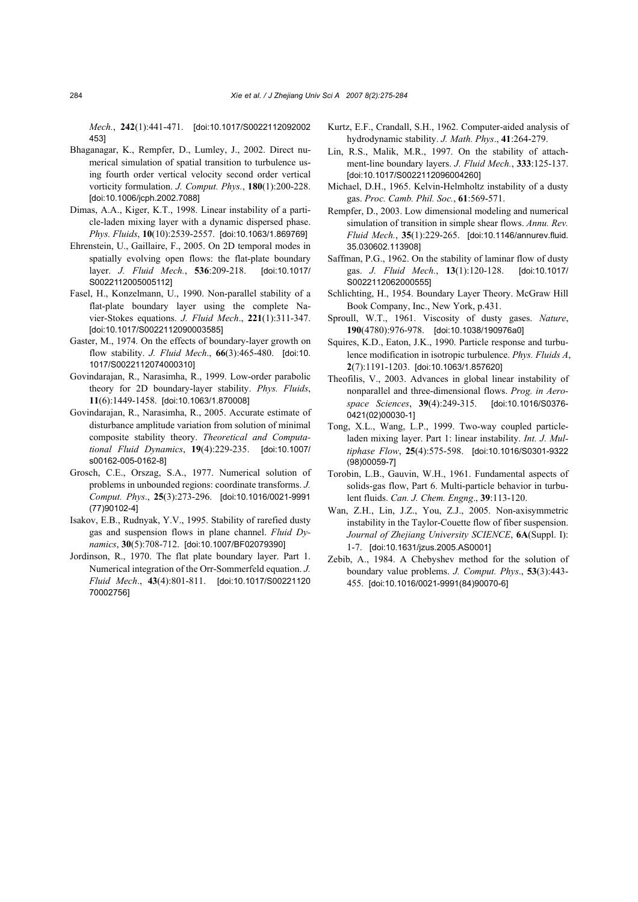*Mech.*, **242**(1):441-471. [doi:10.1017/S0022112092002453]

Bhaganagar, K., Rempfer, D., Lumley, J., 2002. Direct numerical simulation of spatial transition to turbulence using fourth order vertical velocity second order vertical vorticity formulation. *J. Comput. Phys.*, **180**(1):200-228. [doi:10.1006/jcph.2002.7088]

Dimas, A.A., Kiger, K.T., 1998. Linear instability of a particle-laden mixing layer with a dynamic dispersed phase. *Phys. Fluids*, **10**(10):2539-2557. [doi:10.1063/1.869769]

Ehrenstein, U., Gaillaire, F., 2005. On 2D temporal modes in spatially evolving open flows: the flat-plate boundary layer. *J. Fluid Mech.*, **536**:209-218. [doi:10.1017/S0022112005005112]

Fasel, H., Konzelmann, U., 1990. Non-parallel stability of a flat-plate boundary layer using the complete Navier-Stokes equations. *J. Fluid Mech*., **221**(1):311-347. [doi:10.1017/S0022112090003585]

Gaster, M., 1974. On the effects of boundary-layer growth on flow stability. *J. Fluid Mech*., **66**(3):465-480. [doi:10.1017/S0022112074000310]

Govindarajan, R., Narasimha, R., 1999. Low-order parabolic theory for 2D boundary-layer stability. *Phys. Fluids*, **11**(6):1449-1458. [doi:10.1063/1.870008]

Govindarajan, R., Narasimha, R., 2005. Accurate estimate of disturbance amplitude variation from solution of minimal composite stability theory. *Theoretical and Computational Fluid Dynamics*, **19**(4):229-235. [doi:10.1007/s00162-005-0162-8]

Grosch, C.E., Orszag, S.A., 1977. Numerical solution of problems in unbounded regions: coordinate transforms. *J. Comput. Phys*., **25**(3):273-296. [doi:10.1016/0021-9991(77)90102-4]

Isakov, E.B., Rudnyak, Y.V., 1995. Stability of rarefied dusty gas and suspension flows in plane channel. *Fluid Dynamics*, **30**(5):708-712. [doi:10.1007/BF02079390]

Jordinson, R., 1970. The flat plate boundary layer. Part 1. Numerical integration of the Orr-Sommerfeld equation. *J. Fluid Mech*., **43**(4):801-811. [doi:10.1017/S0022112070002756]

Kurtz, E.F., Crandall, S.H., 1962. Computer-aided analysis of hydrodynamic stability. *J. Math. Phys*., **41**:264-279.

Lin, R.S., Malik, M.R., 1997. On the stability of attachment-line boundary layers. *J. Fluid Mech.*, **333**:125-137. [doi:10.1017/S0022112096004260]

Michael, D.H., 1965. Kelvin-Helmholtz instability of a dusty gas. *Proc. Camb. Phil. Soc.*, **61**:569-571.

Rempfer, D., 2003. Low dimensional modeling and numerical simulation of transition in simple shear flows. *Annu. Rev. Fluid Mech.*, **35**(1):229-265. [doi:10.1146/annurev.fluid.35.030602.113908]

Saffman, P.G., 1962. On the stability of laminar flow of dusty gas. *J. Fluid Mech.*, **13**(1):120-128. [doi:10.1017/S0022112062000555]

Schlichting, H., 1954. Boundary Layer Theory. McGraw Hill Book Company, Inc., New York, p.431.

Sproull, W.T., 1961. Viscosity of dusty gases. *Nature*, **190**(4780):976-978. [doi:10.1038/190976a0]

Squires, K.D., Eaton, J.K., 1990. Particle response and turbulence modification in isotropic turbulence. *Phys. Fluids A*, **2**(7):1191-1203. [doi:10.1063/1.857620]

Theofilis, V., 2003. Advances in global linear instability of nonparallel and three-dimensional flows. *Prog. in Aerospace Sciences*, **39**(4):249-315. [doi:10.1016/S0376-0421(02)00030-1]

Tong, X.L., Wang, L.P., 1999. Two-way coupled particle-laden mixing layer. Part 1: linear instability. *Int. J. Multiphase Flow*, **25**(4):575-598. [doi:10.1016/S0301-9322(98)00059-7]

Torobin, L.B., Gauvin, W.H., 1961. Fundamental aspects of solids-gas flow, Part 6. Multi-particle behavior in turbulent fluids. *Can. J. Chem. Engng*., **39**:113-120.

Wan, Z.H., Lin, J.Z., You, Z.J., 2005. Non-axisymmetric instability in the Taylor-Couette flow of fiber suspension. *Journal of Zhejiang University SCIENCE*, **6A**(Suppl. I):1-7. [doi:10.1631/jzus.2005.AS0001]

Zebib, A., 1984. A Chebyshev method for the solution of boundary value problems. *J. Comput. Phys*., **53**(3):443-455. [doi:10.1016/0021-9991(84)90070-6]